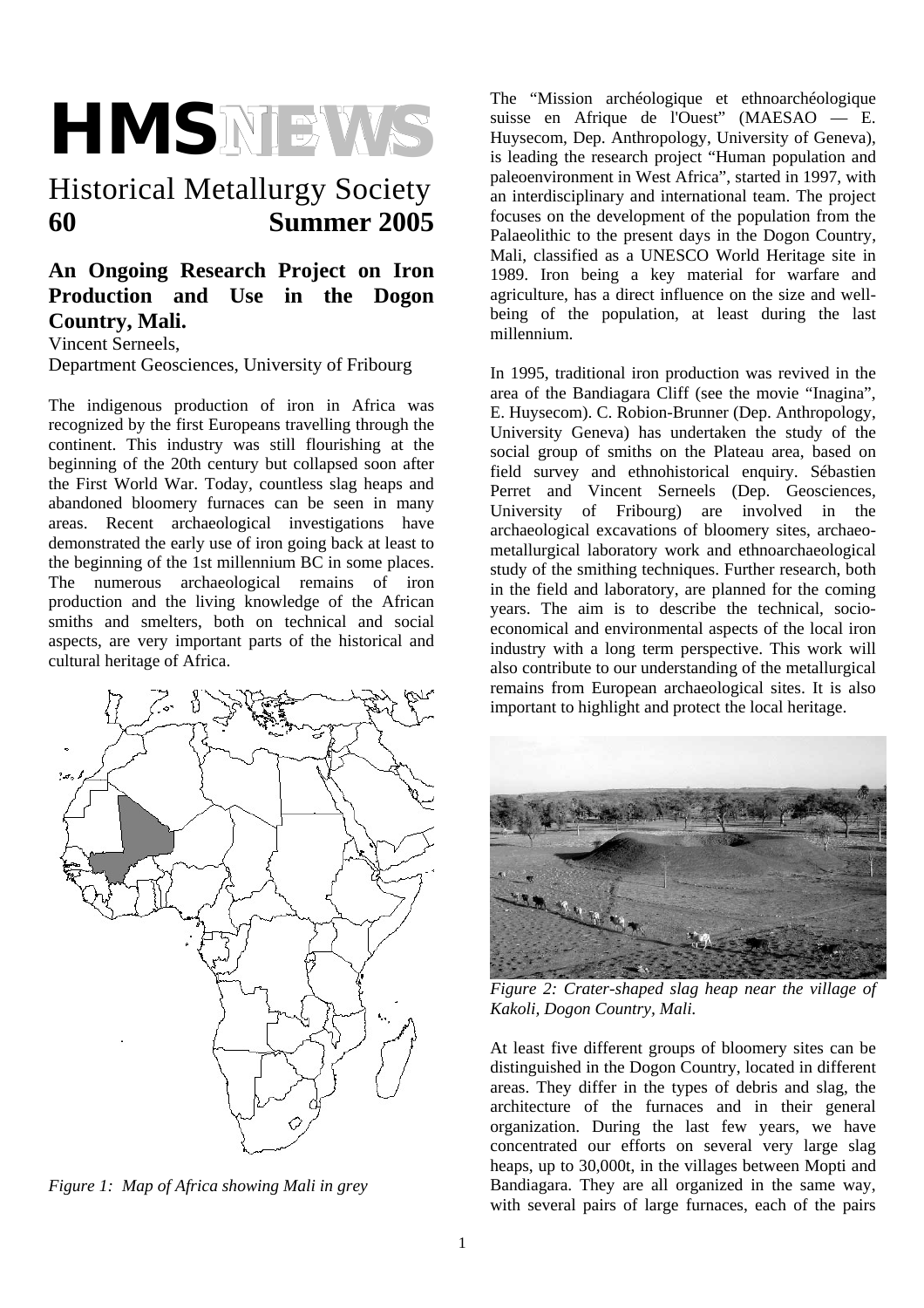# HMS NEWS

## Historical Metallurgy Society
**60 Summer 2005**

## An Ongoing Research Project on Iron Production and Use in the Dogon Country, Mali.

Vincent Serneels,
Department Geosciences, University of Fribourg

The indigenous production of iron in Africa was recognized by the first Europeans travelling through the continent. This industry was still flourishing at the beginning of the 20th century but collapsed soon after the First World War. Today, countless slag heaps and abandoned bloomery furnaces can be seen in many areas. Recent archaeological investigations have demonstrated the early use of iron going back at least to the beginning of the 1st millennium BC in some places. The numerous archaeological remains of iron production and the living knowledge of the African smiths and smelters, both on technical and social aspects, are very important parts of the historical and cultural heritage of Africa.

*Figure 1: Map of Africa showing Mali in grey*

The "Mission archéologique et ethnoarchéologique suisse en Afrique de l'Ouest" (MAESAO — E. Huysecom, Dep. Anthropology, University of Geneva), is leading the research project "Human population and paleoenvironment in West Africa", started in 1997, with an interdisciplinary and international team. The project focuses on the development of the population from the Palaeolithic to the present days in the Dogon Country, Mali, classified as a UNESCO World Heritage site in 1989. Iron being a key material for warfare and agriculture, has a direct influence on the size and well-being of the population, at least during the last millennium.

In 1995, traditional iron production was revived in the area of the Bandiagara Cliff (see the movie "Inagina", E. Huysecom). C. Robion-Brunner (Dep. Anthropology, University Geneva) has undertaken the study of the social group of smiths on the Plateau area, based on field survey and ethnohistorical enquiry. Sébastien Perret and Vincent Serneels (Dep. Geosciences, University of Fribourg) are involved in the archaeological excavations of bloomery sites, archaeo-metallurgical laboratory work and ethnoarchaeological study of the smithing techniques. Further research, both in the field and laboratory, are planned for the coming years. The aim is to describe the technical, socio-economical and environmental aspects of the local iron industry with a long term perspective. This work will also contribute to our understanding of the metallurgical remains from European archaeological sites. It is also important to highlight and protect the local heritage.

*Figure 2: Crater-shaped slag heap near the village of Kakoli, Dogon Country, Mali.*

At least five different groups of bloomery sites can be distinguished in the Dogon Country, located in different areas. They differ in the types of debris and slag, the architecture of the furnaces and in their general organization. During the last few years, we have concentrated our efforts on several very large slag heaps, up to 30,000t, in the villages between Mopti and Bandiagara. They are all organized in the same way, with several pairs of large furnaces, each of the pairs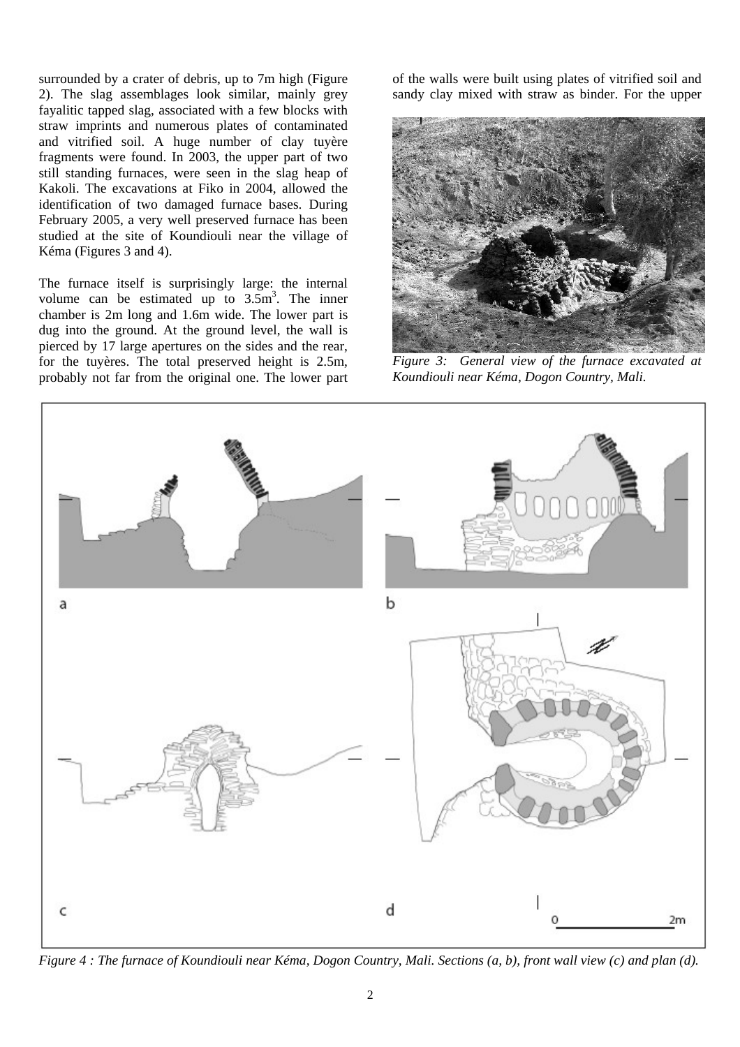surrounded by a crater of debris, up to 7m high (Figure 2). The slag assemblages look similar, mainly grey fayalitic tapped slag, associated with a few blocks with straw imprints and numerous plates of contaminated and vitrified soil. A huge number of clay tuyère fragments were found. In 2003, the upper part of two still standing furnaces, were seen in the slag heap of Kakoli. The excavations at Fiko in 2004, allowed the identification of two damaged furnace bases. During February 2005, a very well preserved furnace has been studied at the site of Koundiouli near the village of Kéma (Figures 3 and 4).

The furnace itself is surprisingly large: the internal volume can be estimated up to $3.5m^3$. The inner chamber is 2m long and 1.6m wide. The lower part is dug into the ground. At the ground level, the wall is pierced by 17 large apertures on the sides and the rear, for the tuyères. The total preserved height is 2.5m, probably not far from the original one. The lower part of the walls were built using plates of vitrified soil and sandy clay mixed with straw as binder. For the upper

*Figure 3: General view of the furnace excavated at Koundiouli near Kéma, Dogon Country, Mali.*

*Figure 4 : The furnace of Koundiouli near Kéma, Dogon Country, Mali. Sections (a, b), front wall view (c) and plan (d).*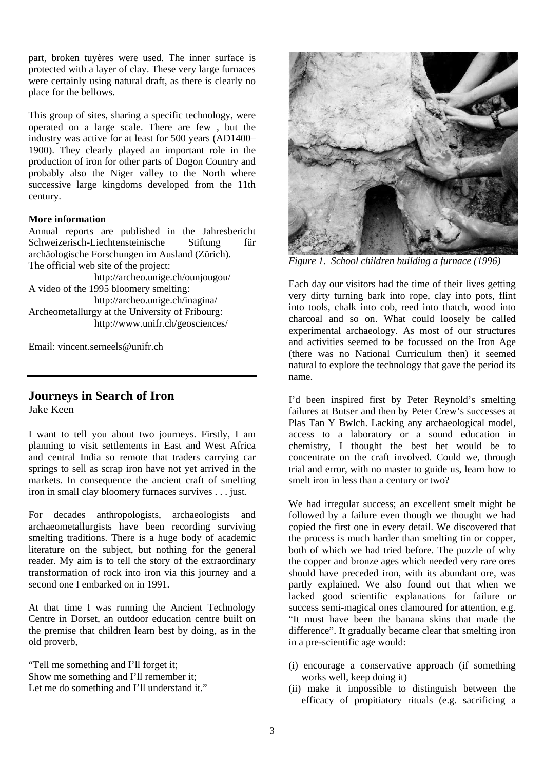part, broken tuyères were used. The inner surface is protected with a layer of clay. These very large furnaces were certainly using natural draft, as there is clearly no place for the bellows.

This group of sites, sharing a specific technology, were operated on a large scale. There are few , but the industry was active for at least for 500 years (AD1400–1900). They clearly played an important role in the production of iron for other parts of Dogon Country and probably also the Niger valley to the North where successive large kingdoms developed from the 11th century.

**More information**

Annual reports are published in the Jahresbericht Schweizerisch-Liechtensteinische Stiftung für archäologische Forschungen im Ausland (Zürich).
The official web site of the project:
http://archeo.unige.ch/ounjougou/
A video of the 1995 bloomery smelting:
http://archeo.unige.ch/inagina/
Archeometallurgy at the University of Fribourg:
http://www.unifr.ch/geosciences/

Email: vincent.serneels@unifr.ch

---

## Journeys in Search of Iron

Jake Keen

I want to tell you about two journeys. Firstly, I am planning to visit settlements in East and West Africa and central India so remote that traders carrying car springs to sell as scrap iron have not yet arrived in the markets. In consequence the ancient craft of smelting iron in small clay bloomery furnaces survives . . . just.

For decades anthropologists, archaeologists and archaeometallurgists have been recording surviving smelting traditions. There is a huge body of academic literature on the subject, but nothing for the general reader. My aim is to tell the story of the extraordinary transformation of rock into iron via this journey and a second one I embarked on in 1991.

At that time I was running the Ancient Technology Centre in Dorset, an outdoor education centre built on the premise that children learn best by doing, as in the old proverb,

"Tell me something and I'll forget it;
Show me something and I'll remember it;
Let me do something and I'll understand it."

*Figure 1. School children building a furnace (1996)*

Each day our visitors had the time of their lives getting very dirty turning bark into rope, clay into pots, flint into tools, chalk into cob, reed into thatch, wood into charcoal and so on. What could loosely be called experimental archaeology. As most of our structures and activities seemed to be focussed on the Iron Age (there was no National Curriculum then) it seemed natural to explore the technology that gave the period its name.

I'd been inspired first by Peter Reynold's smelting failures at Butser and then by Peter Crew's successes at Plas Tan Y Bwlch. Lacking any archaeological model, access to a laboratory or a sound education in chemistry, I thought the best bet would be to concentrate on the craft involved. Could we, through trial and error, with no master to guide us, learn how to smelt iron in less than a century or two?

We had irregular success; an excellent smelt might be followed by a failure even though we thought we had copied the first one in every detail. We discovered that the process is much harder than smelting tin or copper, both of which we had tried before. The puzzle of why the copper and bronze ages which needed very rare ores should have preceded iron, with its abundant ore, was partly explained. We also found out that when we lacked good scientific explanations for failure or success semi-magical ones clamoured for attention, e.g. "It must have been the banana skins that made the difference". It gradually became clear that smelting iron in a pre-scientific age would:

(i) encourage a conservative approach (if something works well, keep doing it)
(ii) make it impossible to distinguish between the efficacy of propitiatory rituals (e.g. sacrificing a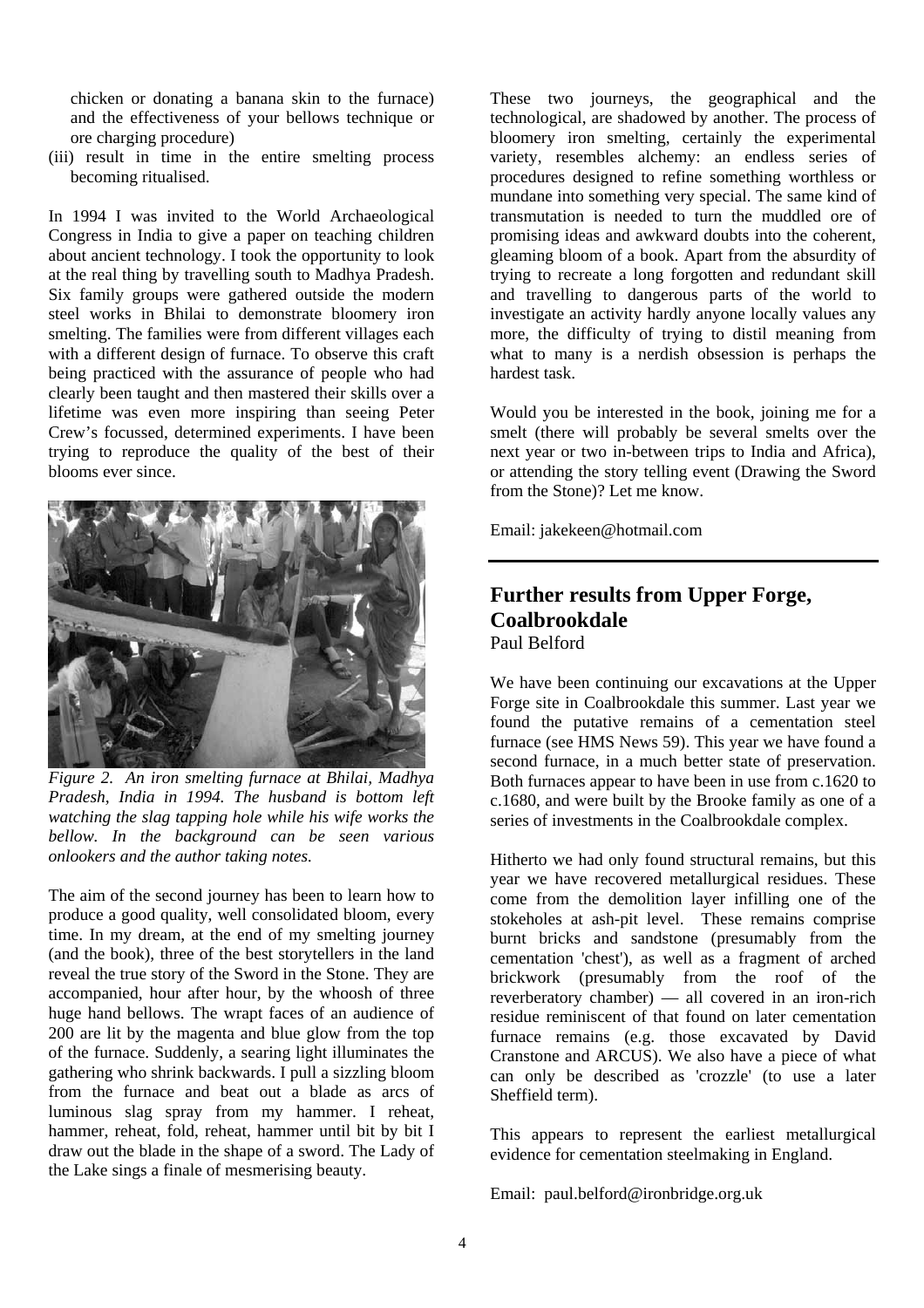chicken or donating a banana skin to the furnace) and the effectiveness of your bellows technique or ore charging procedure)

(iii) result in time in the entire smelting process becoming ritualised.

In 1994 I was invited to the World Archaeological Congress in India to give a paper on teaching children about ancient technology. I took the opportunity to look at the real thing by travelling south to Madhya Pradesh. Six family groups were gathered outside the modern steel works in Bhilai to demonstrate bloomery iron smelting. The families were from different villages each with a different design of furnace. To observe this craft being practiced with the assurance of people who had clearly been taught and then mastered their skills over a lifetime was even more inspiring than seeing Peter Crew's focussed, determined experiments. I have been trying to reproduce the quality of the best of their blooms ever since.

*Figure 2. An iron smelting furnace at Bhilai, Madhya Pradesh, India in 1994. The husband is bottom left watching the slag tapping hole while his wife works the bellow. In the background can be seen various onlookers and the author taking notes.*

The aim of the second journey has been to learn how to produce a good quality, well consolidated bloom, every time. In my dream, at the end of my smelting journey (and the book), three of the best storytellers in the land reveal the true story of the Sword in the Stone. They are accompanied, hour after hour, by the whoosh of three huge hand bellows. The wrapt faces of an audience of 200 are lit by the magenta and blue glow from the top of the furnace. Suddenly, a searing light illuminates the gathering who shrink backwards. I pull a sizzling bloom from the furnace and beat out a blade as arcs of luminous slag spray from my hammer. I reheat, hammer, reheat, fold, reheat, hammer until bit by bit I draw out the blade in the shape of a sword. The Lady of the Lake sings a finale of mesmerising beauty.

These two journeys, the geographical and the technological, are shadowed by another. The process of bloomery iron smelting, certainly the experimental variety, resembles alchemy: an endless series of procedures designed to refine something worthless or mundane into something very special. The same kind of transmutation is needed to turn the muddled ore of promising ideas and awkward doubts into the coherent, gleaming bloom of a book. Apart from the absurdity of trying to recreate a long forgotten and redundant skill and travelling to dangerous parts of the world to investigate an activity hardly anyone locally values any more, the difficulty of trying to distil meaning from what to many is a nerdish obsession is perhaps the hardest task.

Would you be interested in the book, joining me for a smelt (there will probably be several smelts over the next year or two in-between trips to India and Africa), or attending the story telling event (Drawing the Sword from the Stone)? Let me know.

Email: jakekeen@hotmail.com

## Further results from Upper Forge, Coalbrookdale

Paul Belford

We have been continuing our excavations at the Upper Forge site in Coalbrookdale this summer. Last year we found the putative remains of a cementation steel furnace (see HMS News 59). This year we have found a second furnace, in a much better state of preservation. Both furnaces appear to have been in use from c.1620 to c.1680, and were built by the Brooke family as one of a series of investments in the Coalbrookdale complex.

Hitherto we had only found structural remains, but this year we have recovered metallurgical residues. These come from the demolition layer infilling one of the stokeholes at ash-pit level. These remains comprise burnt bricks and sandstone (presumably from the cementation 'chest'), as well as a fragment of arched brickwork (presumably from the roof of the reverberatory chamber) — all covered in an iron-rich residue reminiscent of that found on later cementation furnace remains (e.g. those excavated by David Cranstone and ARCUS). We also have a piece of what can only be described as 'crozzle' (to use a later Sheffield term).

This appears to represent the earliest metallurgical evidence for cementation steelmaking in England.

Email: paul.belford@ironbridge.org.uk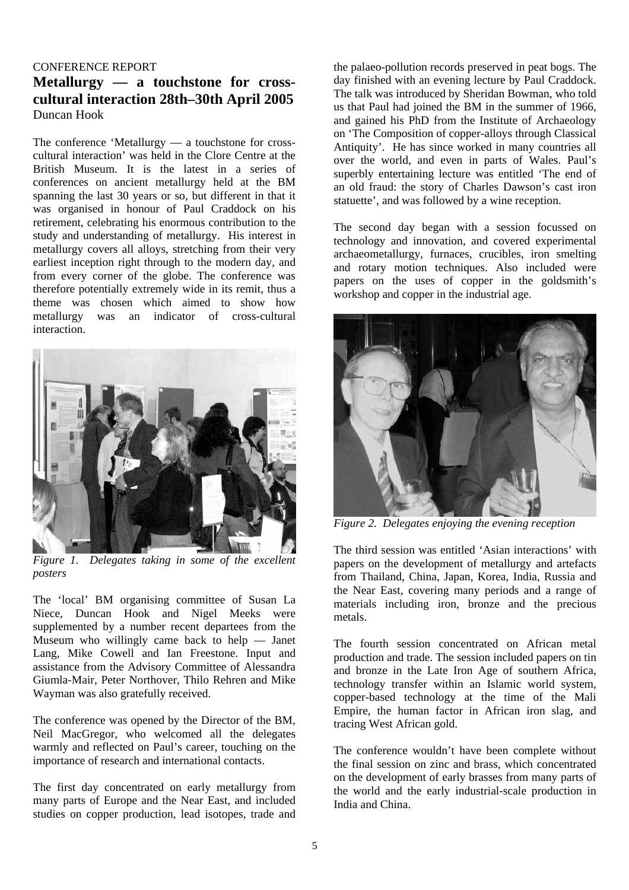CONFERENCE REPORT

# Metallurgy — a touchstone for cross-cultural interaction 28th–30th April 2005

Duncan Hook

The conference 'Metallurgy — a touchstone for cross-cultural interaction' was held in the Clore Centre at the British Museum. It is the latest in a series of conferences on ancient metallurgy held at the BM spanning the last 30 years or so, but different in that it was organised in honour of Paul Craddock on his retirement, celebrating his enormous contribution to the study and understanding of metallurgy. His interest in metallurgy covers all alloys, stretching from their very earliest inception right through to the modern day, and from every corner of the globe. The conference was therefore potentially extremely wide in its remit, thus a theme was chosen which aimed to show how metallurgy was an indicator of cross-cultural interaction.

*Figure 1. Delegates taking in some of the excellent posters*

The 'local' BM organising committee of Susan La Niece, Duncan Hook and Nigel Meeks were supplemented by a number recent departees from the Museum who willingly came back to help — Janet Lang, Mike Cowell and Ian Freestone. Input and assistance from the Advisory Committee of Alessandra Giumla-Mair, Peter Northover, Thilo Rehren and Mike Wayman was also gratefully received.

The conference was opened by the Director of the BM, Neil MacGregor, who welcomed all the delegates warmly and reflected on Paul's career, touching on the importance of research and international contacts.

The first day concentrated on early metallurgy from many parts of Europe and the Near East, and included studies on copper production, lead isotopes, trade and the palaeo-pollution records preserved in peat bogs. The day finished with an evening lecture by Paul Craddock. The talk was introduced by Sheridan Bowman, who told us that Paul had joined the BM in the summer of 1966, and gained his PhD from the Institute of Archaeology on 'The Composition of copper-alloys through Classical Antiquity'. He has since worked in many countries all over the world, and even in parts of Wales. Paul's superbly entertaining lecture was entitled 'The end of an old fraud: the story of Charles Dawson's cast iron statuette', and was followed by a wine reception.

The second day began with a session focussed on technology and innovation, and covered experimental archaeometallurgy, furnaces, crucibles, iron smelting and rotary motion techniques. Also included were papers on the uses of copper in the goldsmith's workshop and copper in the industrial age.

*Figure 2. Delegates enjoying the evening reception*

The third session was entitled 'Asian interactions' with papers on the development of metallurgy and artefacts from Thailand, China, Japan, Korea, India, Russia and the Near East, covering many periods and a range of materials including iron, bronze and the precious metals.

The fourth session concentrated on African metal production and trade. The session included papers on tin and bronze in the Late Iron Age of southern Africa, technology transfer within an Islamic world system, copper-based technology at the time of the Mali Empire, the human factor in African iron slag, and tracing West African gold.

The conference wouldn't have been complete without the final session on zinc and brass, which concentrated on the development of early brasses from many parts of the world and the early industrial-scale production in India and China.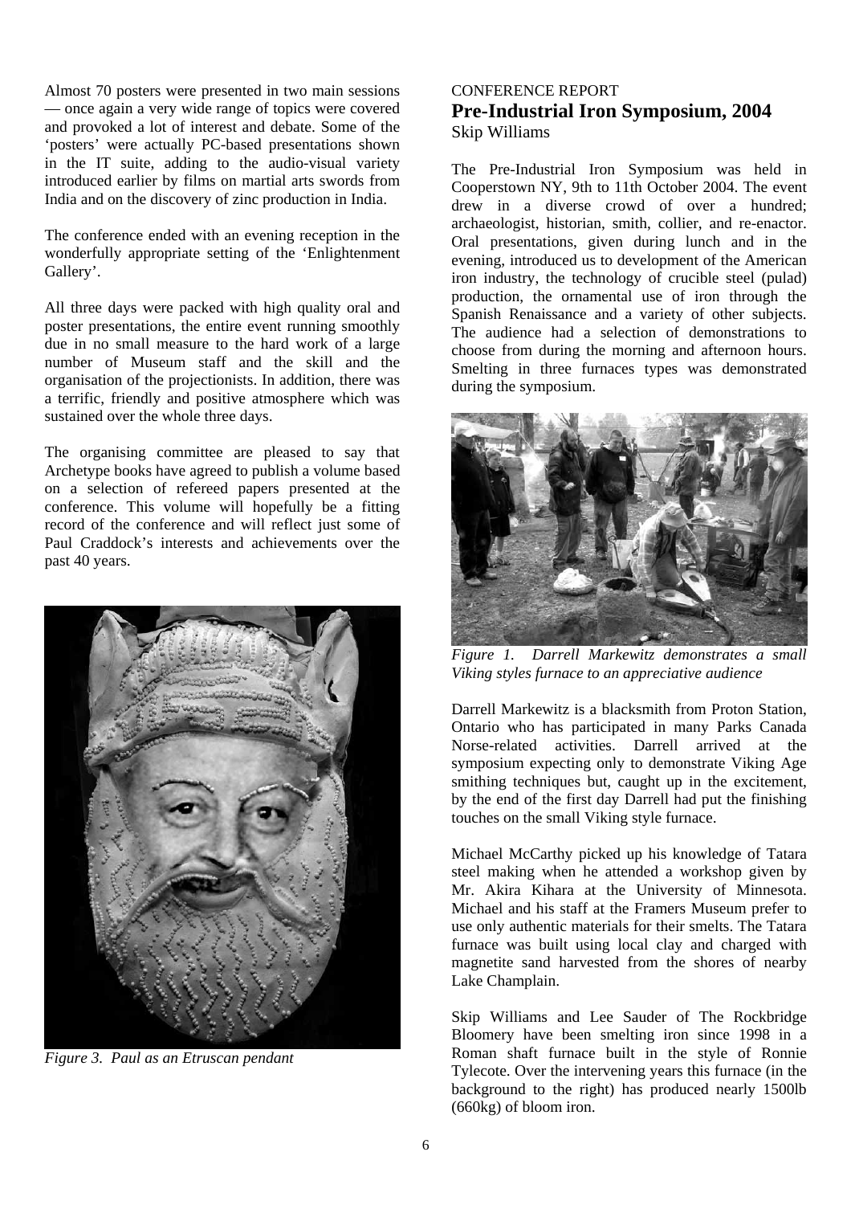Almost 70 posters were presented in two main sessions — once again a very wide range of topics were covered and provoked a lot of interest and debate. Some of the 'posters' were actually PC-based presentations shown in the IT suite, adding to the audio-visual variety introduced earlier by films on martial arts swords from India and on the discovery of zinc production in India.

The conference ended with an evening reception in the wonderfully appropriate setting of the 'Enlightenment Gallery'.

All three days were packed with high quality oral and poster presentations, the entire event running smoothly due in no small measure to the hard work of a large number of Museum staff and the skill and the organisation of the projectionists. In addition, there was a terrific, friendly and positive atmosphere which was sustained over the whole three days.

The organising committee are pleased to say that Archetype books have agreed to publish a volume based on a selection of refereed papers presented at the conference. This volume will hopefully be a fitting record of the conference and will reflect just some of Paul Craddock's interests and achievements over the past 40 years.

*Figure 3. Paul as an Etruscan pendant*

CONFERENCE REPORT

## Pre-Industrial Iron Symposium, 2004

Skip Williams

The Pre-Industrial Iron Symposium was held in Cooperstown NY, 9th to 11th October 2004. The event drew in a diverse crowd of over a hundred; archaeologist, historian, smith, collier, and re-enactor. Oral presentations, given during lunch and in the evening, introduced us to development of the American iron industry, the technology of crucible steel (pulad) production, the ornamental use of iron through the Spanish Renaissance and a variety of other subjects. The audience had a selection of demonstrations to choose from during the morning and afternoon hours. Smelting in three furnaces types was demonstrated during the symposium.

*Figure 1. Darrell Markewitz demonstrates a small Viking styles furnace to an appreciative audience*

Darrell Markewitz is a blacksmith from Proton Station, Ontario who has participated in many Parks Canada Norse-related activities. Darrell arrived at the symposium expecting only to demonstrate Viking Age smithing techniques but, caught up in the excitement, by the end of the first day Darrell had put the finishing touches on the small Viking style furnace.

Michael McCarthy picked up his knowledge of Tatara steel making when he attended a workshop given by Mr. Akira Kihara at the University of Minnesota. Michael and his staff at the Framers Museum prefer to use only authentic materials for their smelts. The Tatara furnace was built using local clay and charged with magnetite sand harvested from the shores of nearby Lake Champlain.

Skip Williams and Lee Sauder of The Rockbridge Bloomery have been smelting iron since 1998 in a Roman shaft furnace built in the style of Ronnie Tylecote. Over the intervening years this furnace (in the background to the right) has produced nearly 1500lb (660kg) of bloom iron.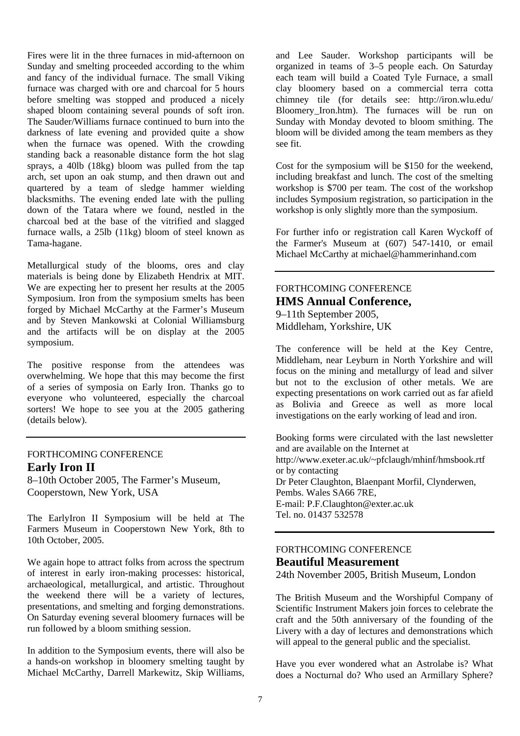Fires were lit in the three furnaces in mid-afternoon on Sunday and smelting proceeded according to the whim and fancy of the individual furnace. The small Viking furnace was charged with ore and charcoal for 5 hours before smelting was stopped and produced a nicely shaped bloom containing several pounds of soft iron. The Sauder/Williams furnace continued to burn into the darkness of late evening and provided quite a show when the furnace was opened. With the crowding standing back a reasonable distance form the hot slag sprays, a 40lb (18kg) bloom was pulled from the tap arch, set upon an oak stump, and then drawn out and quartered by a team of sledge hammer wielding blacksmiths. The evening ended late with the pulling down of the Tatara where we found, nestled in the charcoal bed at the base of the vitrified and slagged furnace walls, a 25lb (11kg) bloom of steel known as Tama-hagane.

Metallurgical study of the blooms, ores and clay materials is being done by Elizabeth Hendrix at MIT. We are expecting her to present her results at the 2005 Symposium. Iron from the symposium smelts has been forged by Michael McCarthy at the Farmer's Museum and by Steven Mankowski at Colonial Williamsburg and the artifacts will be on display at the 2005 symposium.

The positive response from the attendees was overwhelming. We hope that this may become the first of a series of symposia on Early Iron. Thanks go to everyone who volunteered, especially the charcoal sorters! We hope to see you at the 2005 gathering (details below).

---

FORTHCOMING CONFERENCE

## Early Iron II

8–10th October 2005, The Farmer's Museum, Cooperstown, New York, USA

The EarlyIron II Symposium will be held at The Farmers Museum in Cooperstown New York, 8th to 10th October, 2005.

We again hope to attract folks from across the spectrum of interest in early iron-making processes: historical, archaeological, metallurgical, and artistic. Throughout the weekend there will be a variety of lectures, presentations, and smelting and forging demonstrations. On Saturday evening several bloomery furnaces will be run followed by a bloom smithing session.

In addition to the Symposium events, there will also be a hands-on workshop in bloomery smelting taught by Michael McCarthy, Darrell Markewitz, Skip Williams, and Lee Sauder. Workshop participants will be organized in teams of 3–5 people each. On Saturday each team will build a Coated Tyle Furnace, a small clay bloomery based on a commercial terra cotta chimney tile (for details see: http://iron.wlu.edu/Bloomery_Iron.htm). The furnaces will be run on Sunday with Monday devoted to bloom smithing. The bloom will be divided among the team members as they see fit.

Cost for the symposium will be $150 for the weekend, including breakfast and lunch. The cost of the smelting workshop is $700 per team. The cost of the workshop includes Symposium registration, so participation in the workshop is only slightly more than the symposium.

For further info or registration call Karen Wyckoff of the Farmer's Museum at (607) 547-1410, or email Michael McCarthy at michael@hammerinhand.com

---

FORTHCOMING CONFERENCE

## HMS Annual Conference,

9–11th September 2005,
Middleham, Yorkshire, UK

The conference will be held at the Key Centre, Middleham, near Leyburn in North Yorkshire and will focus on the mining and metallurgy of lead and silver but not to the exclusion of other metals. We are expecting presentations on work carried out as far afield as Bolivia and Greece as well as more local investigations on the early working of lead and iron.

Booking forms were circulated with the last newsletter and are available on the Internet at
http://www.exeter.ac.uk/~pfclaugh/mhinf/hmsbook.rtf
or by contacting
Dr Peter Claughton, Blaenpant Morfil, Clynderwen, Pembs. Wales SA66 7RE,
E-mail: P.F.Claughton@exter.ac.uk
Tel. no. 01437 532578

---

FORTHCOMING CONFERENCE

## Beautiful Measurement

24th November 2005, British Museum, London

The British Museum and the Worshipful Company of Scientific Instrument Makers join forces to celebrate the craft and the 50th anniversary of the founding of the Livery with a day of lectures and demonstrations which will appeal to the general public and the specialist.

Have you ever wondered what an Astrolabe is? What does a Nocturnal do? Who used an Armillary Sphere?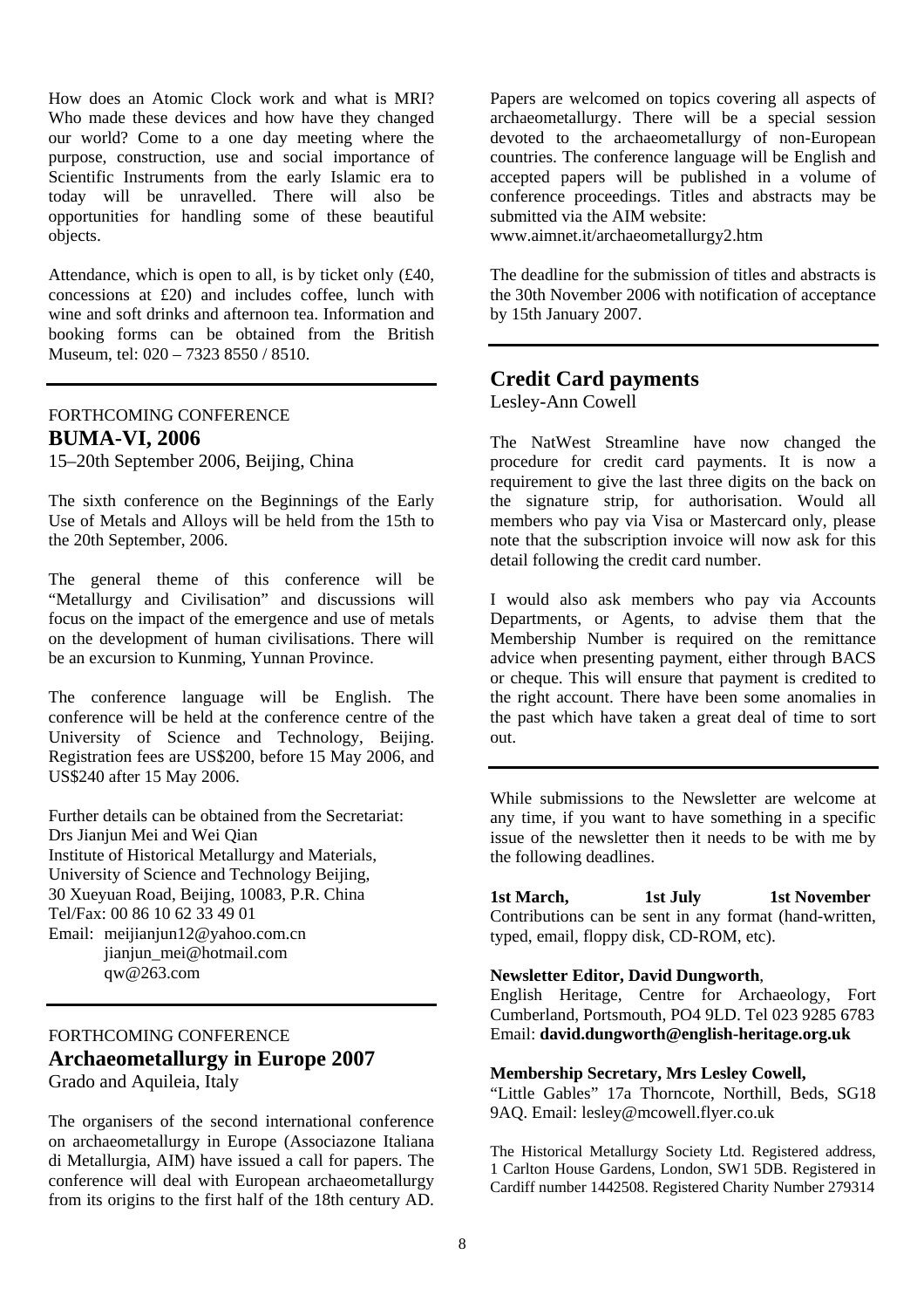How does an Atomic Clock work and what is MRI? Who made these devices and how have they changed our world? Come to a one day meeting where the purpose, construction, use and social importance of Scientific Instruments from the early Islamic era to today will be unravelled. There will also be opportunities for handling some of these beautiful objects.

Attendance, which is open to all, is by ticket only (£40, concessions at £20) and includes coffee, lunch with wine and soft drinks and afternoon tea. Information and booking forms can be obtained from the British Museum, tel: 020 – 7323 8550 / 8510.

FORTHCOMING CONFERENCE

## BUMA-VI, 2006

15–20th September 2006, Beijing, China

The sixth conference on the Beginnings of the Early Use of Metals and Alloys will be held from the 15th to the 20th September, 2006.

The general theme of this conference will be "Metallurgy and Civilisation" and discussions will focus on the impact of the emergence and use of metals on the development of human civilisations. There will be an excursion to Kunming, Yunnan Province.

The conference language will be English. The conference will be held at the conference centre of the University of Science and Technology, Beijing. Registration fees are US$200, before 15 May 2006, and US$240 after 15 May 2006.

Further details can be obtained from the Secretariat:
Drs Jianjun Mei and Wei Qian
Institute of Historical Metallurgy and Materials,
University of Science and Technology Beijing,
30 Xueyuan Road, Beijing, 10083, P.R. China
Tel/Fax: 00 86 10 62 33 49 01
Email: meijianjun12@yahoo.com.cn
jianjun_mei@hotmail.com
qw@263.com

FORTHCOMING CONFERENCE

## Archaeometallurgy in Europe 2007

Grado and Aquileia, Italy

The organisers of the second international conference on archaeometallurgy in Europe (Associazone Italiana di Metallurgia, AIM) have issued a call for papers. The conference will deal with European archaeometallurgy from its origins to the first half of the 18th century AD. Papers are welcomed on topics covering all aspects of archaeometallurgy. There will be a special session devoted to the archaeometallurgy of non-European countries. The conference language will be English and accepted papers will be published in a volume of conference proceedings. Titles and abstracts may be submitted via the AIM website:
www.aimnet.it/archaeometallurgy2.htm

The deadline for the submission of titles and abstracts is the 30th November 2006 with notification of acceptance by 15th January 2007.

## Credit Card payments

Lesley-Ann Cowell

The NatWest Streamline have now changed the procedure for credit card payments. It is now a requirement to give the last three digits on the back on the signature strip, for authorisation. Would all members who pay via Visa or Mastercard only, please note that the subscription invoice will now ask for this detail following the credit card number.

I would also ask members who pay via Accounts Departments, or Agents, to advise them that the Membership Number is required on the remittance advice when presenting payment, either through BACS or cheque. This will ensure that payment is credited to the right account. There have been some anomalies in the past which have taken a great deal of time to sort out.

While submissions to the Newsletter are welcome at any time, if you want to have something in a specific issue of the newsletter then it needs to be with me by the following deadlines.

**1st March, 1st July 1st November**
Contributions can be sent in any format (hand-written, typed, email, floppy disk, CD-ROM, etc).

**Newsletter Editor, David Dungworth**,
English Heritage, Centre for Archaeology, Fort Cumberland, Portsmouth, PO4 9LD. Tel 023 9285 6783
Email: **david.dungworth@english-heritage.org.uk**

**Membership Secretary, Mrs Lesley Cowell,**
"Little Gables" 17a Thorncote, Northill, Beds, SG18 9AQ. Email: lesley@mcowell.flyer.co.uk

The Historical Metallurgy Society Ltd. Registered address, 1 Carlton House Gardens, London, SW1 5DB. Registered in Cardiff number 1442508. Registered Charity Number 279314